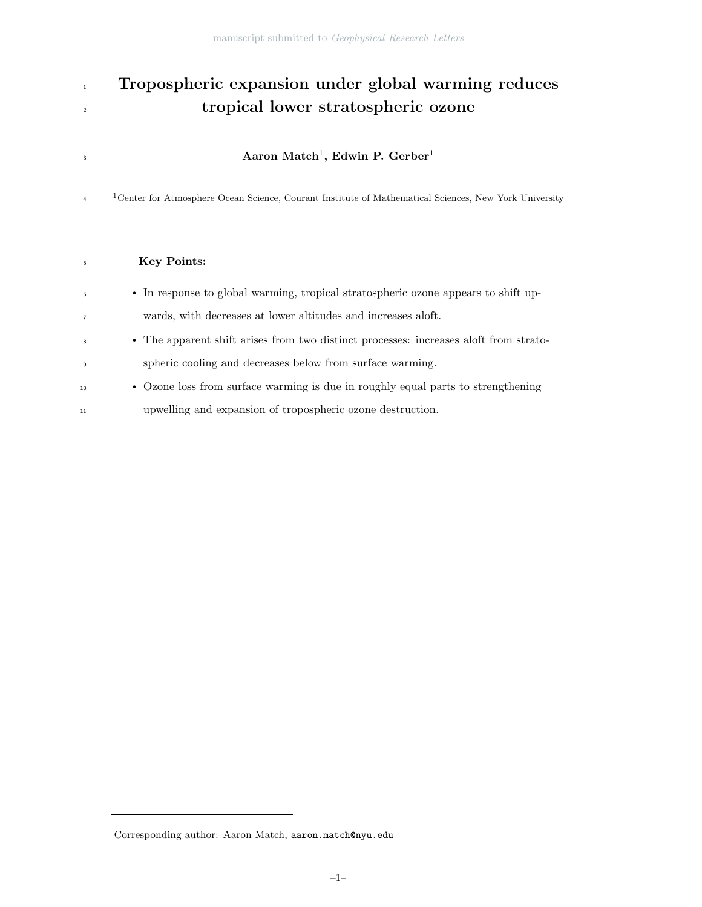# Tropospheric expansion under global warming reduces tropical lower stratospheric ozone

**Aaron Match[1], Edwin P. Gerber[1]**

[1]Center for Atmosphere Ocean Science, Courant Institute of Mathematical Sciences, New York University

**Key Points:**

- In response to global warming, tropical stratospheric ozone appears to shift upwards, with decreases at lower altitudes and increases aloft.
- The apparent shift arises from two distinct processes: increases aloft from stratospheric cooling and decreases below from surface warming.
- Ozone loss from surface warming is due in roughly equal parts to strengthening upwelling and expansion of tropospheric ozone destruction.

Corresponding author: Aaron Match, aaron.match@nyu.edu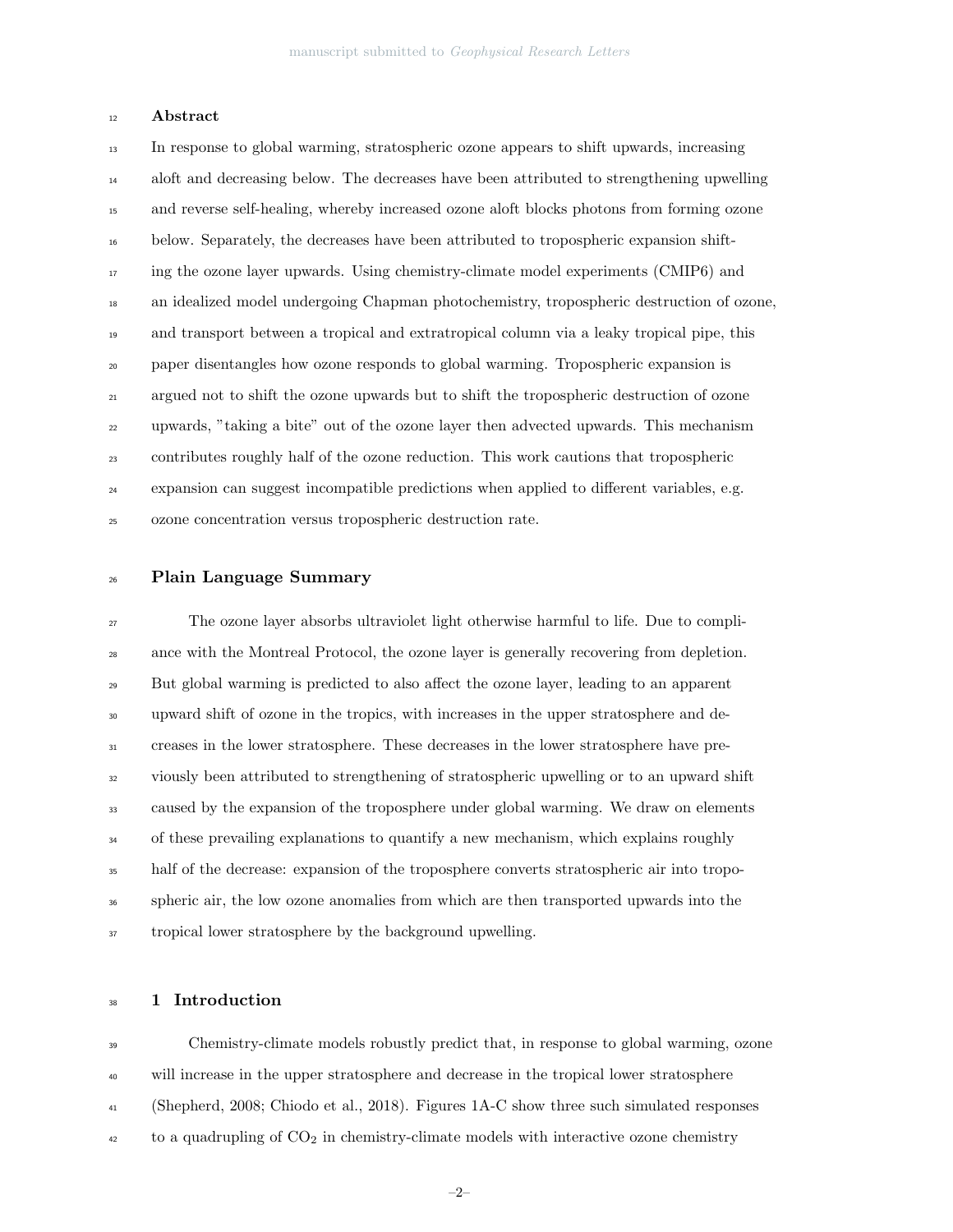## Abstract

In response to global warming, stratospheric ozone appears to shift upwards, increasing aloft and decreasing below. The decreases have been attributed to strengthening upwelling and reverse self-healing, whereby increased ozone aloft blocks photons from forming ozone below. Separately, the decreases have been attributed to tropospheric expansion shifting the ozone layer upwards. Using chemistry-climate model experiments (CMIP6) and an idealized model undergoing Chapman photochemistry, tropospheric destruction of ozone, and transport between a tropical and extratropical column via a leaky tropical pipe, this paper disentangles how ozone responds to global warming. Tropospheric expansion is argued not to shift the ozone upwards but to shift the tropospheric destruction of ozone upwards, "taking a bite" out of the ozone layer then advected upwards. This mechanism contributes roughly half of the ozone reduction. This work cautions that tropospheric expansion can suggest incompatible predictions when applied to different variables, e.g. ozone concentration versus tropospheric destruction rate.

## Plain Language Summary

The ozone layer absorbs ultraviolet light otherwise harmful to life. Due to compliance with the Montreal Protocol, the ozone layer is generally recovering from depletion. But global warming is predicted to also affect the ozone layer, leading to an apparent upward shift of ozone in the tropics, with increases in the upper stratosphere and decreases in the lower stratosphere. These decreases in the lower stratosphere have previously been attributed to strengthening of stratospheric upwelling or to an upward shift caused by the expansion of the troposphere under global warming. We draw on elements of these prevailing explanations to quantify a new mechanism, which explains roughly half of the decrease: expansion of the troposphere converts stratospheric air into tropospheric air, the low ozone anomalies from which are then transported upwards into the tropical lower stratosphere by the background upwelling.

## 1 Introduction

Chemistry-climate models robustly predict that, in response to global warming, ozone will increase in the upper stratosphere and decrease in the tropical lower stratosphere (Shepherd, 2008; Chiodo et al., 2018). Figures 1A-C show three such simulated responses to a quadrupling of $CO_2$ in chemistry-climate models with interactive ozone chemistry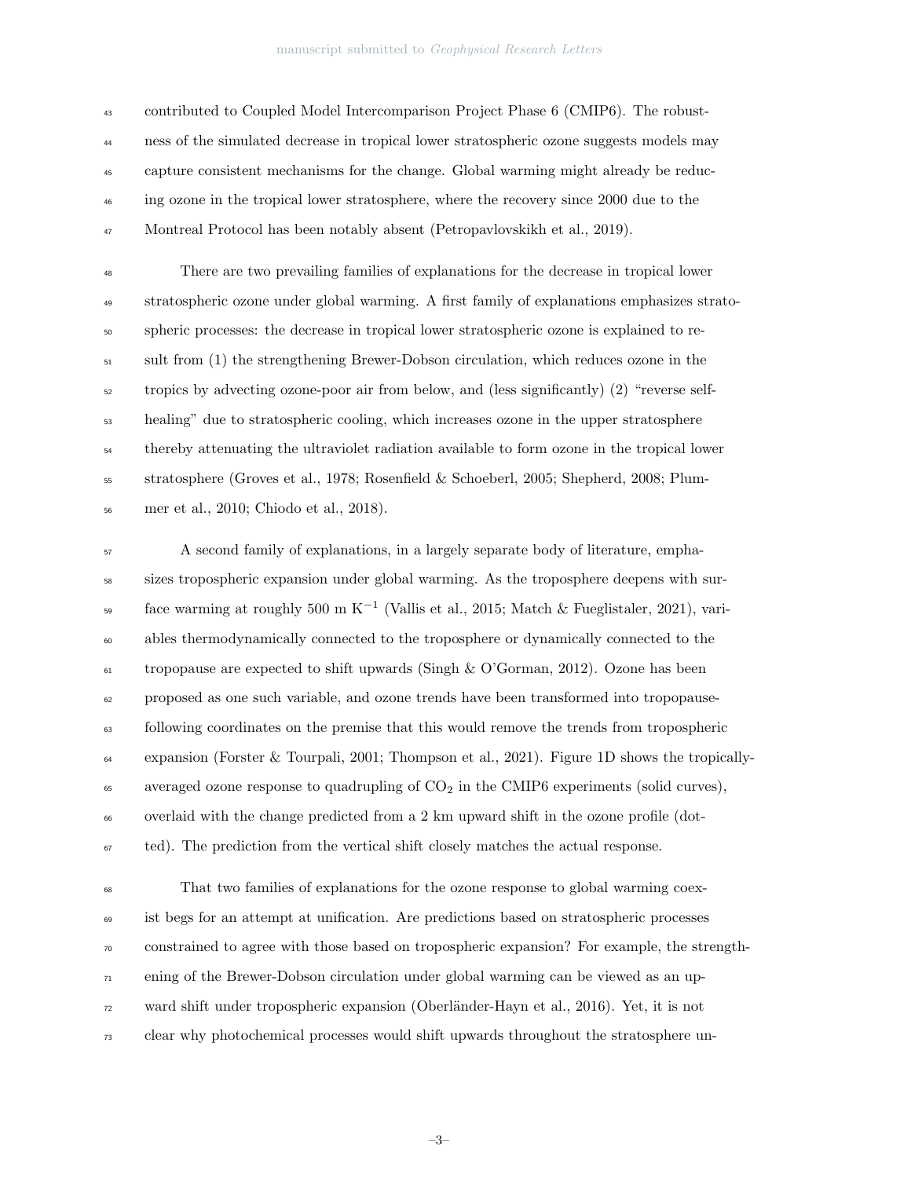contributed to Coupled Model Intercomparison Project Phase 6 (CMIP6). The robustness of the simulated decrease in tropical lower stratospheric ozone suggests models may capture consistent mechanisms for the change. Global warming might already be reducing ozone in the tropical lower stratosphere, where the recovery since 2000 due to the Montreal Protocol has been notably absent (Petropavlovskikh et al., 2019).

There are two prevailing families of explanations for the decrease in tropical lower stratospheric ozone under global warming. A first family of explanations emphasizes stratospheric processes: the decrease in tropical lower stratospheric ozone is explained to result from (1) the strengthening Brewer-Dobson circulation, which reduces ozone in the tropics by advecting ozone-poor air from below, and (less significantly) (2) "reverse self-healing" due to stratospheric cooling, which increases ozone in the upper stratosphere thereby attenuating the ultraviolet radiation available to form ozone in the tropical lower stratosphere (Groves et al., 1978; Rosenfield & Schoeberl, 2005; Shepherd, 2008; Plummer et al., 2010; Chiodo et al., 2018).

A second family of explanations, in a largely separate body of literature, emphasizes tropospheric expansion under global warming. As the troposphere deepens with surface warming at roughly 500 m $K^{-1}$ (Vallis et al., 2015; Match & Fueglistaler, 2021), variables thermodynamically connected to the troposphere or dynamically connected to the tropopause are expected to shift upwards (Singh & O'Gorman, 2012). Ozone has been proposed as one such variable, and ozone trends have been transformed into tropopause-following coordinates on the premise that this would remove the trends from tropospheric expansion (Forster & Tourpali, 2001; Thompson et al., 2021). Figure 1D shows the tropically-averaged ozone response to quadrupling of $CO_2$ in the CMIP6 experiments (solid curves), overlaid with the change predicted from a 2 km upward shift in the ozone profile (dotted). The prediction from the vertical shift closely matches the actual response.

That two families of explanations for the ozone response to global warming coexist begs for an attempt at unification. Are predictions based on stratospheric processes constrained to agree with those based on tropospheric expansion? For example, the strengthening of the Brewer-Dobson circulation under global warming can be viewed as an upward shift under tropospheric expansion (Oberländer-Hayn et al., 2016). Yet, it is not clear why photochemical processes would shift upwards throughout the stratosphere un-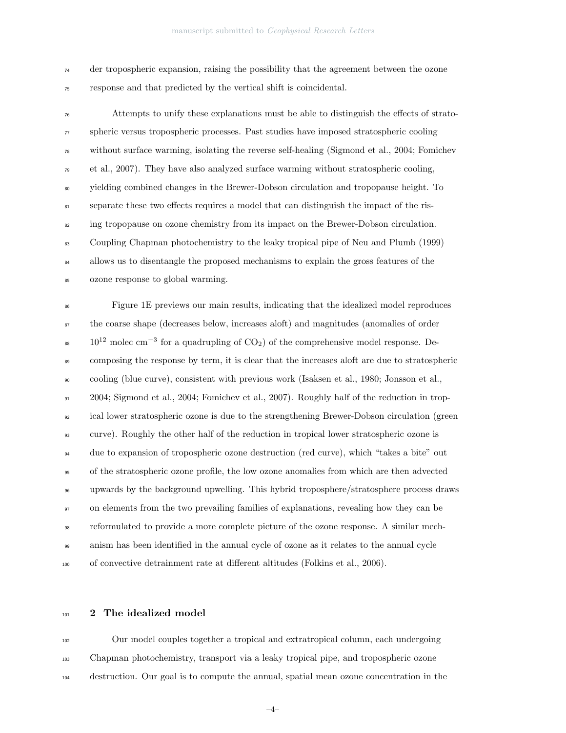der tropospheric expansion, raising the possibility that the agreement between the ozone response and that predicted by the vertical shift is coincidental.

Attempts to unify these explanations must be able to distinguish the effects of stratospheric versus tropospheric processes. Past studies have imposed stratospheric cooling without surface warming, isolating the reverse self-healing (Sigmond et al., 2004; Fomichev et al., 2007). They have also analyzed surface warming without stratospheric cooling, yielding combined changes in the Brewer-Dobson circulation and tropopause height. To separate these two effects requires a model that can distinguish the impact of the rising tropopause on ozone chemistry from its impact on the Brewer-Dobson circulation. Coupling Chapman photochemistry to the leaky tropical pipe of Neu and Plumb (1999) allows us to disentangle the proposed mechanisms to explain the gross features of the ozone response to global warming.

Figure 1E previews our main results, indicating that the idealized model reproduces the coarse shape (decreases below, increases aloft) and magnitudes (anomalies of order $10^{12}$ molec cm$^{-3}$ for a quadrupling of $CO_2$) of the comprehensive model response. Decomposing the response by term, it is clear that the increases aloft are due to stratospheric cooling (blue curve), consistent with previous work (Isaksen et al., 1980; Jonsson et al., 2004; Sigmond et al., 2004; Fomichev et al., 2007). Roughly half of the reduction in tropical lower stratospheric ozone is due to the strengthening Brewer-Dobson circulation (green curve). Roughly the other half of the reduction in tropical lower stratospheric ozone is due to expansion of tropospheric ozone destruction (red curve), which "takes a bite" out of the stratospheric ozone profile, the low ozone anomalies from which are then advected upwards by the background upwelling. This hybrid troposphere/stratosphere process draws on elements from the two prevailing families of explanations, revealing how they can be reformulated to provide a more complete picture of the ozone response. A similar mechanism has been identified in the annual cycle of ozone as it relates to the annual cycle of convective detrainment rate at different altitudes (Folkins et al., 2006).

## 2 The idealized model

Our model couples together a tropical and extratropical column, each undergoing Chapman photochemistry, transport via a leaky tropical pipe, and tropospheric ozone destruction. Our goal is to compute the annual, spatial mean ozone concentration in the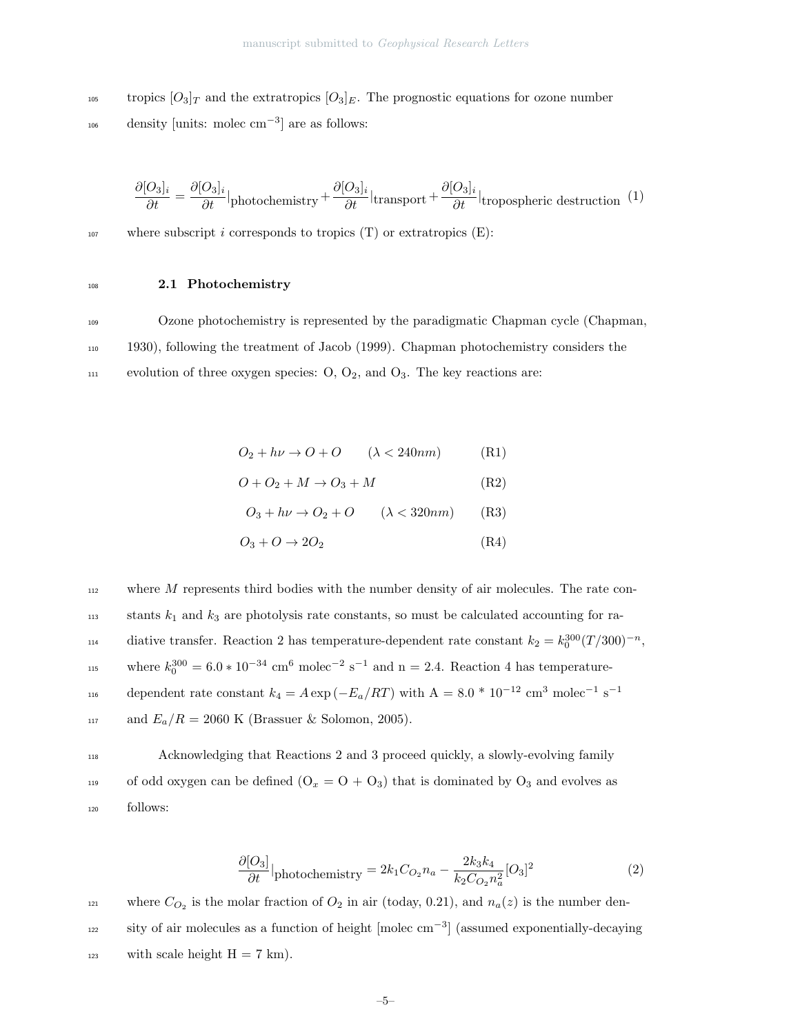tropics $[O_3]_T$ and the extratropics $[O_3]_E$. The prognostic equations for ozone number density [units: molec cm$^{-3}$] are as follows:

$$\frac{\partial [O_3]_i}{\partial t} = \frac{\partial [O_3]_i}{\partial t}|_{\text{photochemistry}} + \frac{\partial [O_3]_i}{\partial t}|_{\text{transport}} + \frac{\partial [O_3]_i}{\partial t}|_{\text{tropospheric destruction}} \quad (1)$$

where subscript $i$ corresponds to tropics (T) or extratropics (E):

### 2.1 Photochemistry

Ozone photochemistry is represented by the paradigmatic Chapman cycle (Chapman, 1930), following the treatment of Jacob (1999). Chapman photochemistry considers the evolution of three oxygen species: O, $O_2$, and $O_3$. The key reactions are:

$$O_2 + h\nu \rightarrow O + O \qquad (\lambda < 240nm) \qquad \text{(R1)}$$

$$O + O_2 + M \rightarrow O_3 + M \qquad \text{(R2)}$$

$$O_3 + h\nu \rightarrow O_2 + O \qquad (\lambda < 320nm) \qquad \text{(R3)}$$

$$O_3 + O \rightarrow 2O_2 \qquad \text{(R4)}$$

where $M$ represents third bodies with the number density of air molecules. The rate constants $k_1$ and $k_3$ are photolysis rate constants, so must be calculated accounting for radiative transfer. Reaction 2 has temperature-dependent rate constant $k_2 = k_0^{300}(T/300)^{-n}$, where $k_0^{300} = 6.0 * 10^{-34}$ cm$^6$ molec$^{-2}$ s$^{-1}$ and n = 2.4. Reaction 4 has temperature-dependent rate constant $k_4 = A\exp(-E_a/RT)$ with A = 8.0 * $10^{-12}$ cm$^3$ molec$^{-1}$ s$^{-1}$ and $E_a/R = 2060$ K (Brassuer & Solomon, 2005).

Acknowledging that Reactions 2 and 3 proceed quickly, a slowly-evolving family of odd oxygen can be defined ($O_x$ = O + $O_3$) that is dominated by $O_3$ and evolves as follows:

$$\frac{\partial [O_3]}{\partial t}|_{\text{photochemistry}} = 2k_1 C_{O_2} n_a - \frac{2k_3 k_4}{k_2 C_{O_2} n_a^2}[O_3]^2 \quad (2)$$

where $C_{O_2}$ is the molar fraction of $O_2$ in air (today, 0.21), and $n_a(z)$ is the number density of air molecules as a function of height [molec cm$^{-3}$] (assumed exponentially-decaying with scale height H = 7 km).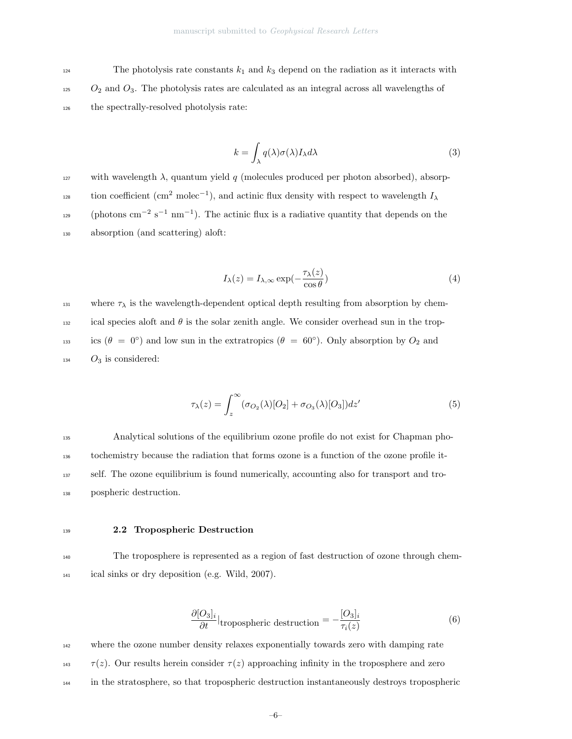The photolysis rate constants $k_1$ and $k_3$ depend on the radiation as it interacts with $O_2$ and $O_3$. The photolysis rates are calculated as an integral across all wavelengths of the spectrally-resolved photolysis rate:

$$k = \int_{\lambda} q(\lambda)\sigma(\lambda)I_{\lambda}d\lambda \tag{3}$$

with wavelength $\lambda$, quantum yield $q$ (molecules produced per photon absorbed), absorption coefficient (cm$^2$ molec$^{-1}$), and actinic flux density with respect to wavelength $I_{\lambda}$ (photons cm$^{-2}$ s$^{-1}$ nm$^{-1}$). The actinic flux is a radiative quantity that depends on the absorption (and scattering) aloft:

$$I_{\lambda}(z) = I_{\lambda,\infty}\exp(-\frac{\tau_{\lambda}(z)}{\cos\theta}) \tag{4}$$

where $\tau_{\lambda}$ is the wavelength-dependent optical depth resulting from absorption by chemical species aloft and $\theta$ is the solar zenith angle. We consider overhead sun in the tropics ($\theta = 0°$) and low sun in the extratropics ($\theta = 60°$). Only absorption by $O_2$ and $O_3$ is considered:

$$\tau_{\lambda}(z) = \int_{z}^{\infty}(\sigma_{O_2}(\lambda)[O_2] + \sigma_{O_3}(\lambda)[O_3])dz' \tag{5}$$

Analytical solutions of the equilibrium ozone profile do not exist for Chapman photochemistry because the radiation that forms ozone is a function of the ozone profile itself. The ozone equilibrium is found numerically, accounting also for transport and tropospheric destruction.

### 2.2 Tropospheric Destruction

The troposphere is represented as a region of fast destruction of ozone through chemical sinks or dry deposition (e.g. Wild, 2007).

$$\frac{\partial[O_3]_i}{\partial t}|_{\text{tropospheric destruction}} = -\frac{[O_3]_i}{\tau_i(z)} \tag{6}$$

where the ozone number density relaxes exponentially towards zero with damping rate $\tau(z)$. Our results herein consider $\tau(z)$ approaching infinity in the troposphere and zero in the stratosphere, so that tropospheric destruction instantaneously destroys tropospheric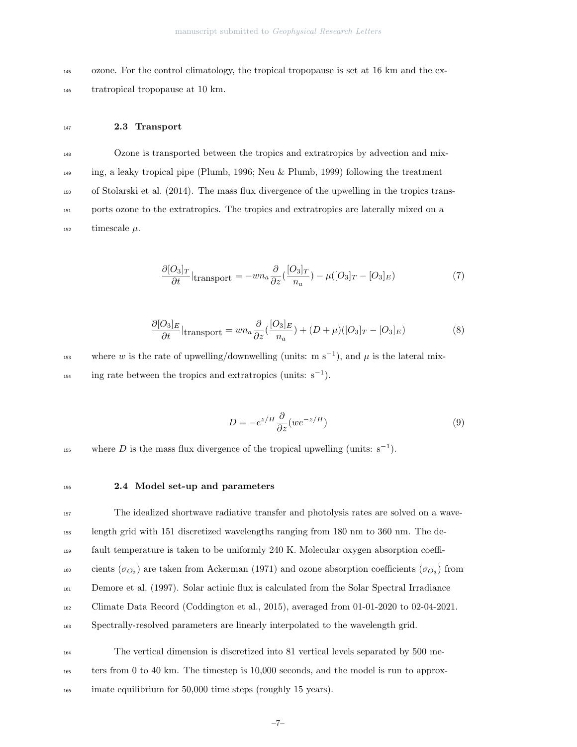ozone. For the control climatology, the tropical tropopause is set at 16 km and the extratropical tropopause at 10 km.

### 2.3 Transport

Ozone is transported between the tropics and extratropics by advection and mixing, a leaky tropical pipe (Plumb, 1996; Neu & Plumb, 1999) following the treatment of Stolarski et al. (2014). The mass flux divergence of the upwelling in the tropics transports ozone to the extratropics. The tropics and extratropics are laterally mixed on a timescale $\mu$.

$$\frac{\partial [O_3]_T}{\partial t}|_{\text{transport}} = -wn_a \frac{\partial}{\partial z}(\frac{[O_3]_T}{n_a}) - \mu([O_3]_T - [O_3]_E) \tag{7}$$

$$\frac{\partial [O_3]_E}{\partial t}|_{\text{transport}} = wn_a \frac{\partial}{\partial z}(\frac{[O_3]_E}{n_a}) + (D + \mu)([O_3]_T - [O_3]_E) \tag{8}$$

where $w$ is the rate of upwelling/downwelling (units: m s$^{-1}$), and $\mu$ is the lateral mixing rate between the tropics and extratropics (units: s$^{-1}$).

$$D = -e^{z/H} \frac{\partial}{\partial z}(we^{-z/H}) \tag{9}$$

where $D$ is the mass flux divergence of the tropical upwelling (units: s$^{-1}$).

### 2.4 Model set-up and parameters

The idealized shortwave radiative transfer and photolysis rates are solved on a wavelength grid with 151 discretized wavelengths ranging from 180 nm to 360 nm. The default temperature is taken to be uniformly 240 K. Molecular oxygen absorption coefficients ($\sigma_{O_2}$) are taken from Ackerman (1971) and ozone absorption coefficients ($\sigma_{O_3}$) from Demore et al. (1997). Solar actinic flux is calculated from the Solar Spectral Irradiance Climate Data Record (Coddington et al., 2015), averaged from 01-01-2020 to 02-04-2021. Spectrally-resolved parameters are linearly interpolated to the wavelength grid.

The vertical dimension is discretized into 81 vertical levels separated by 500 meters from 0 to 40 km. The timestep is 10,000 seconds, and the model is run to approximate equilibrium for 50,000 time steps (roughly 15 years).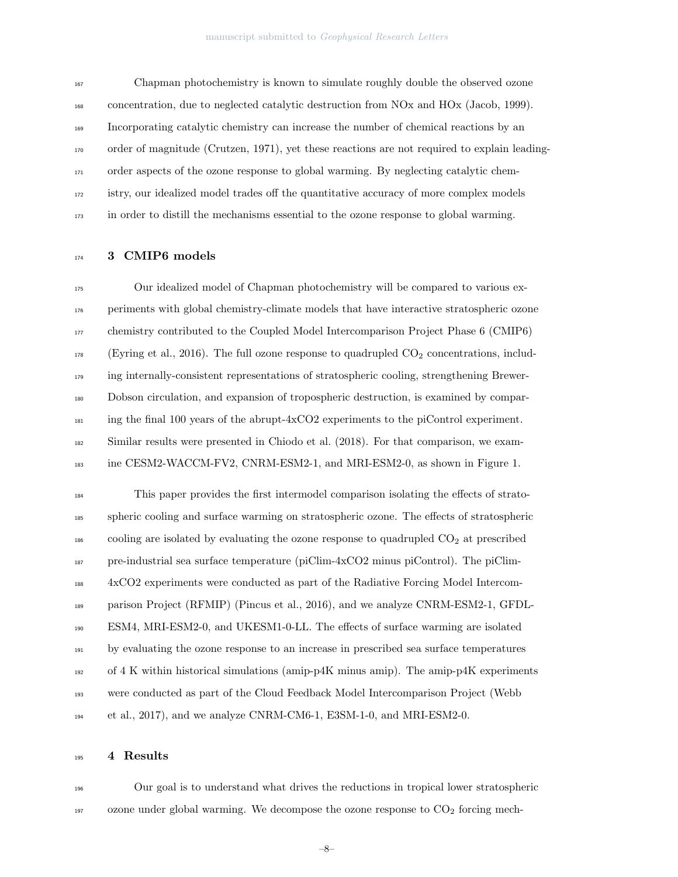Chapman photochemistry is known to simulate roughly double the observed ozone concentration, due to neglected catalytic destruction from NOx and HOx (Jacob, 1999). Incorporating catalytic chemistry can increase the number of chemical reactions by an order of magnitude (Crutzen, 1971), yet these reactions are not required to explain leading-order aspects of the ozone response to global warming. By neglecting catalytic chemistry, our idealized model trades off the quantitative accuracy of more complex models in order to distill the mechanisms essential to the ozone response to global warming.

## 3 CMIP6 models

Our idealized model of Chapman photochemistry will be compared to various experiments with global chemistry-climate models that have interactive stratospheric ozone chemistry contributed to the Coupled Model Intercomparison Project Phase 6 (CMIP6) (Eyring et al., 2016). The full ozone response to quadrupled $CO_2$ concentrations, including internally-consistent representations of stratospheric cooling, strengthening Brewer-Dobson circulation, and expansion of tropospheric destruction, is examined by comparing the final 100 years of the abrupt-4xCO2 experiments to the piControl experiment. Similar results were presented in Chiodo et al. (2018). For that comparison, we examine CESM2-WACCM-FV2, CNRM-ESM2-1, and MRI-ESM2-0, as shown in Figure 1.

This paper provides the first intermodel comparison isolating the effects of stratospheric cooling and surface warming on stratospheric ozone. The effects of stratospheric cooling are isolated by evaluating the ozone response to quadrupled $CO_2$ at prescribed pre-industrial sea surface temperature (piClim-4xCO2 minus piControl). The piClim-4xCO2 experiments were conducted as part of the Radiative Forcing Model Intercomparison Project (RFMIP) (Pincus et al., 2016), and we analyze CNRM-ESM2-1, GFDL-ESM4, MRI-ESM2-0, and UKESM1-0-LL. The effects of surface warming are isolated by evaluating the ozone response to an increase in prescribed sea surface temperatures of 4 K within historical simulations (amip-p4K minus amip). The amip-p4K experiments were conducted as part of the Cloud Feedback Model Intercomparison Project (Webb et al., 2017), and we analyze CNRM-CM6-1, E3SM-1-0, and MRI-ESM2-0.

## 4 Results

Our goal is to understand what drives the reductions in tropical lower stratospheric ozone under global warming. We decompose the ozone response to $CO_2$ forcing mech-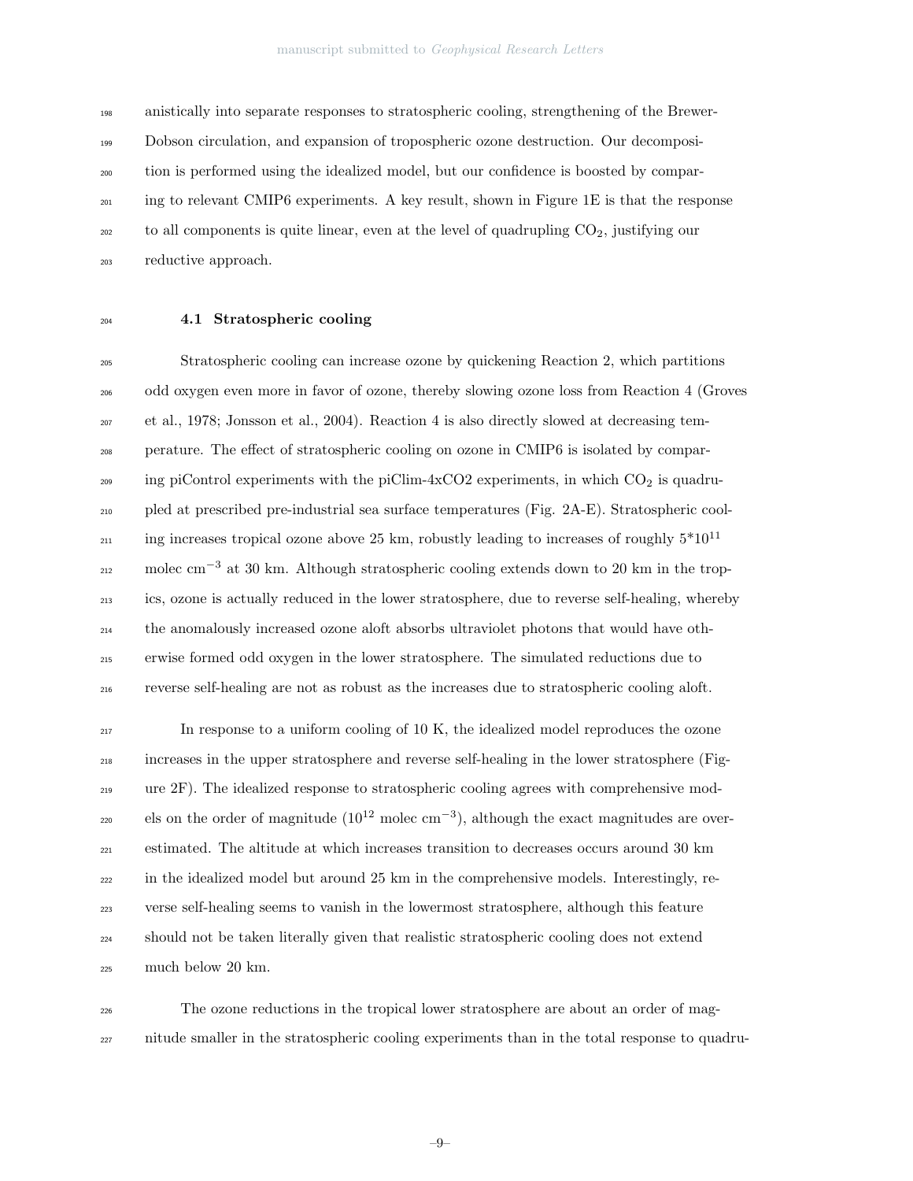anistically into separate responses to stratospheric cooling, strengthening of the Brewer-Dobson circulation, and expansion of tropospheric ozone destruction. Our decomposition is performed using the idealized model, but our confidence is boosted by comparing to relevant CMIP6 experiments. A key result, shown in Figure 1E is that the response to all components is quite linear, even at the level of quadrupling $CO_2$, justifying our reductive approach.

### 4.1 Stratospheric cooling

Stratospheric cooling can increase ozone by quickening Reaction 2, which partitions odd oxygen even more in favor of ozone, thereby slowing ozone loss from Reaction 4 (Groves et al., 1978; Jonsson et al., 2004). Reaction 4 is also directly slowed at decreasing temperature. The effect of stratospheric cooling on ozone in CMIP6 is isolated by comparing piControl experiments with the piClim-4xCO2 experiments, in which $CO_2$ is quadrupled at prescribed pre-industrial sea surface temperatures (Fig. 2A-E). Stratospheric cooling increases tropical ozone above 25 km, robustly leading to increases of roughly $5*10^{11}$ molec $cm^{-3}$ at 30 km. Although stratospheric cooling extends down to 20 km in the tropics, ozone is actually reduced in the lower stratosphere, due to reverse self-healing, whereby the anomalously increased ozone aloft absorbs ultraviolet photons that would have otherwise formed odd oxygen in the lower stratosphere. The simulated reductions due to reverse self-healing are not as robust as the increases due to stratospheric cooling aloft.

In response to a uniform cooling of 10 K, the idealized model reproduces the ozone increases in the upper stratosphere and reverse self-healing in the lower stratosphere (Figure 2F). The idealized response to stratospheric cooling agrees with comprehensive models on the order of magnitude ($10^{12}$ molec $cm^{-3}$), although the exact magnitudes are overestimated. The altitude at which increases transition to decreases occurs around 30 km in the idealized model but around 25 km in the comprehensive models. Interestingly, reverse self-healing seems to vanish in the lowermost stratosphere, although this feature should not be taken literally given that realistic stratospheric cooling does not extend much below 20 km.

The ozone reductions in the tropical lower stratosphere are about an order of magnitude smaller in the stratospheric cooling experiments than in the total response to quadru-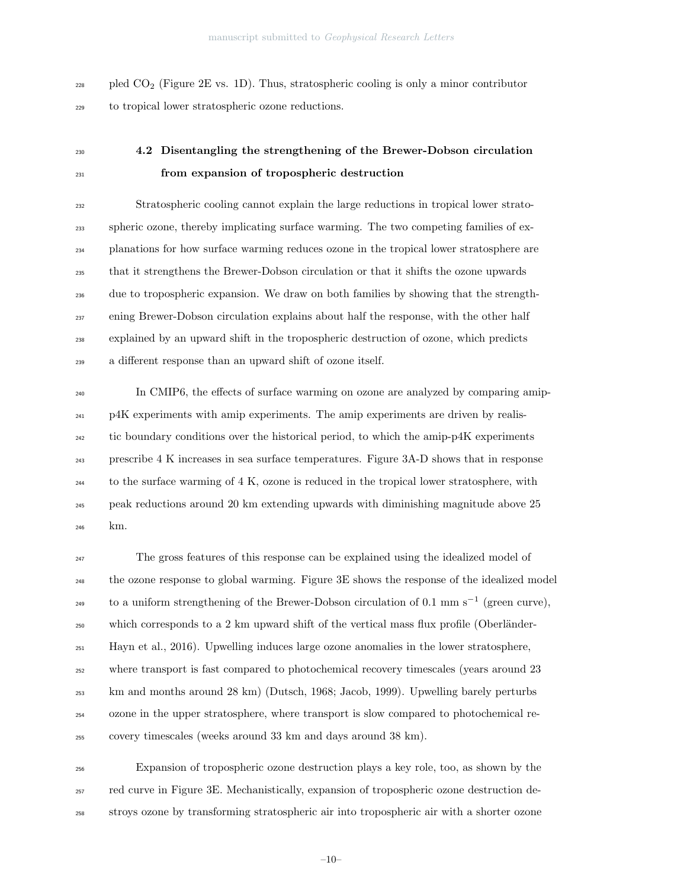pled $CO_2$ (Figure 2E vs. 1D). Thus, stratospheric cooling is only a minor contributor to tropical lower stratospheric ozone reductions.

### 4.2 Disentangling the strengthening of the Brewer-Dobson circulation from expansion of tropospheric destruction

Stratospheric cooling cannot explain the large reductions in tropical lower stratospheric ozone, thereby implicating surface warming. The two competing families of explanations for how surface warming reduces ozone in the tropical lower stratosphere are that it strengthens the Brewer-Dobson circulation or that it shifts the ozone upwards due to tropospheric expansion. We draw on both families by showing that the strengthening Brewer-Dobson circulation explains about half the response, with the other half explained by an upward shift in the tropospheric destruction of ozone, which predicts a different response than an upward shift of ozone itself.

In CMIP6, the effects of surface warming on ozone are analyzed by comparing amip-p4K experiments with amip experiments. The amip experiments are driven by realistic boundary conditions over the historical period, to which the amip-p4K experiments prescribe 4 K increases in sea surface temperatures. Figure 3A-D shows that in response to the surface warming of 4 K, ozone is reduced in the tropical lower stratosphere, with peak reductions around 20 km extending upwards with diminishing magnitude above 25 km.

The gross features of this response can be explained using the idealized model of the ozone response to global warming. Figure 3E shows the response of the idealized model to a uniform strengthening of the Brewer-Dobson circulation of 0.1 mm $s^{-1}$ (green curve), which corresponds to a 2 km upward shift of the vertical mass flux profile (Oberländer-Hayn et al., 2016). Upwelling induces large ozone anomalies in the lower stratosphere, where transport is fast compared to photochemical recovery timescales (years around 23 km and months around 28 km) (Dutsch, 1968; Jacob, 1999). Upwelling barely perturbs ozone in the upper stratosphere, where transport is slow compared to photochemical recovery timescales (weeks around 33 km and days around 38 km).

Expansion of tropospheric ozone destruction plays a key role, too, as shown by the red curve in Figure 3E. Mechanistically, expansion of tropospheric ozone destruction destroys ozone by transforming stratospheric air into tropospheric air with a shorter ozone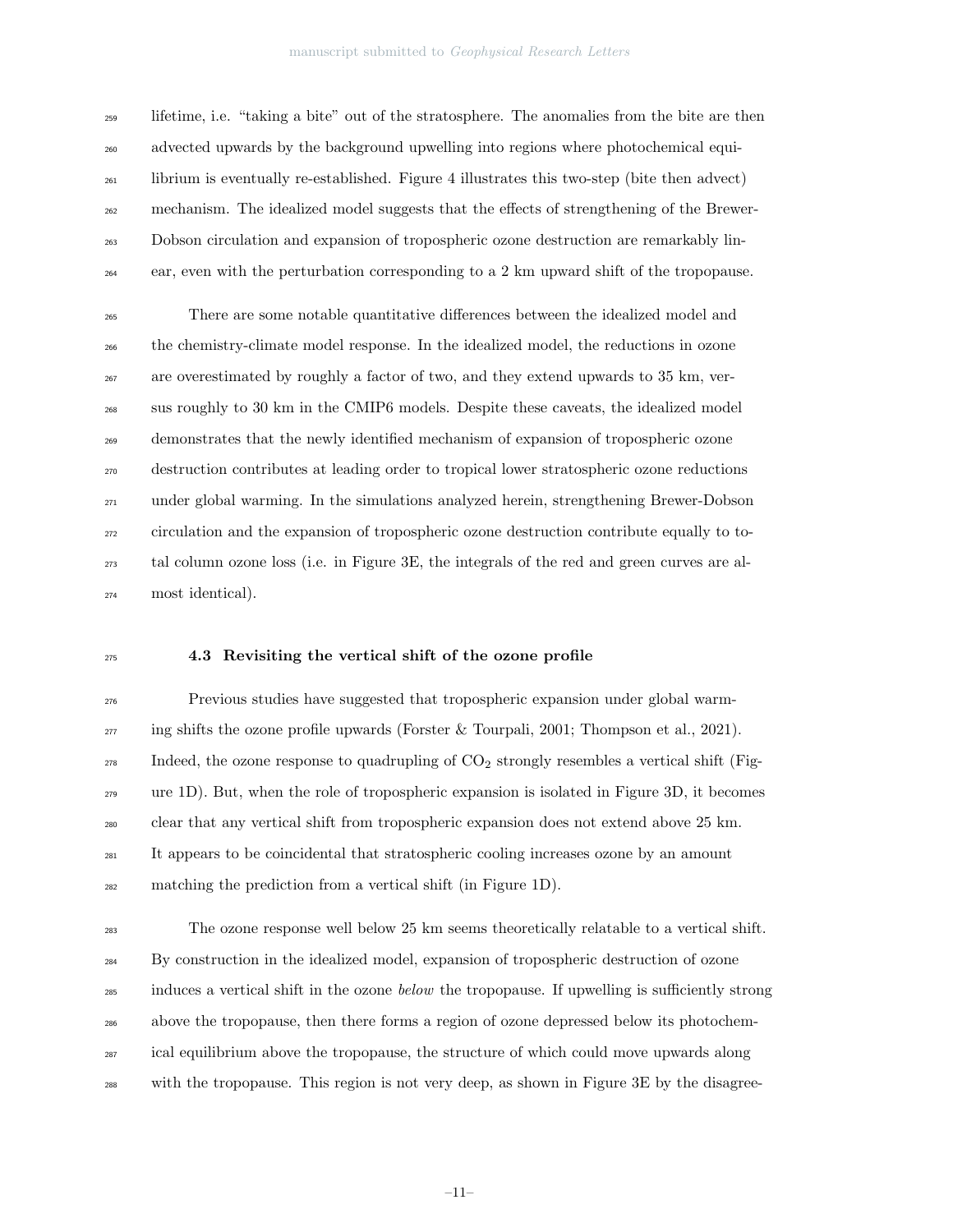lifetime, i.e. "taking a bite" out of the stratosphere. The anomalies from the bite are then advected upwards by the background upwelling into regions where photochemical equilibrium is eventually re-established. Figure 4 illustrates this two-step (bite then advect) mechanism. The idealized model suggests that the effects of strengthening of the Brewer-Dobson circulation and expansion of tropospheric ozone destruction are remarkably linear, even with the perturbation corresponding to a 2 km upward shift of the tropopause.

There are some notable quantitative differences between the idealized model and the chemistry-climate model response. In the idealized model, the reductions in ozone are overestimated by roughly a factor of two, and they extend upwards to 35 km, versus roughly to 30 km in the CMIP6 models. Despite these caveats, the idealized model demonstrates that the newly identified mechanism of expansion of tropospheric ozone destruction contributes at leading order to tropical lower stratospheric ozone reductions under global warming. In the simulations analyzed herein, strengthening Brewer-Dobson circulation and the expansion of tropospheric ozone destruction contribute equally to total column ozone loss (i.e. in Figure 3E, the integrals of the red and green curves are almost identical).

### 4.3 Revisiting the vertical shift of the ozone profile

Previous studies have suggested that tropospheric expansion under global warming shifts the ozone profile upwards (Forster & Tourpali, 2001; Thompson et al., 2021). Indeed, the ozone response to quadrupling of $CO_2$ strongly resembles a vertical shift (Figure 1D). But, when the role of tropospheric expansion is isolated in Figure 3D, it becomes clear that any vertical shift from tropospheric expansion does not extend above 25 km. It appears to be coincidental that stratospheric cooling increases ozone by an amount matching the prediction from a vertical shift (in Figure 1D).

The ozone response well below 25 km seems theoretically relatable to a vertical shift. By construction in the idealized model, expansion of tropospheric destruction of ozone induces a vertical shift in the ozone *below* the tropopause. If upwelling is sufficiently strong above the tropopause, then there forms a region of ozone depressed below its photochemical equilibrium above the tropopause, the structure of which could move upwards along with the tropopause. This region is not very deep, as shown in Figure 3E by the disagree-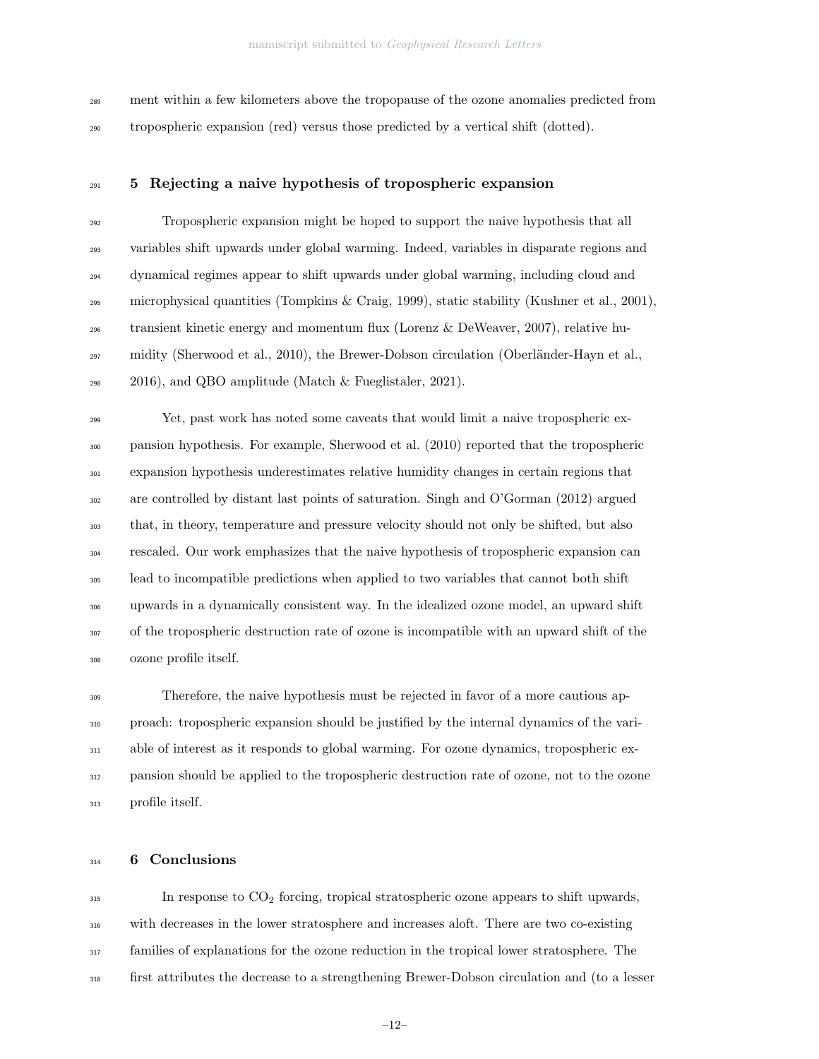ment within a few kilometers above the tropopause of the ozone anomalies predicted from tropospheric expansion (red) versus those predicted by a vertical shift (dotted).

## 5 Rejecting a naive hypothesis of tropospheric expansion

Tropospheric expansion might be hoped to support the naive hypothesis that all variables shift upwards under global warming. Indeed, variables in disparate regions and dynamical regimes appear to shift upwards under global warming, including cloud and microphysical quantities (Tompkins & Craig, 1999), static stability (Kushner et al., 2001), transient kinetic energy and momentum flux (Lorenz & DeWeaver, 2007), relative humidity (Sherwood et al., 2010), the Brewer-Dobson circulation (Oberländer-Hayn et al., 2016), and QBO amplitude (Match & Fueglistaler, 2021).

Yet, past work has noted some caveats that would limit a naive tropospheric expansion hypothesis. For example, Sherwood et al. (2010) reported that the tropospheric expansion hypothesis underestimates relative humidity changes in certain regions that are controlled by distant last points of saturation. Singh and O'Gorman (2012) argued that, in theory, temperature and pressure velocity should not only be shifted, but also rescaled. Our work emphasizes that the naive hypothesis of tropospheric expansion can lead to incompatible predictions when applied to two variables that cannot both shift upwards in a dynamically consistent way. In the idealized ozone model, an upward shift of the tropospheric destruction rate of ozone is incompatible with an upward shift of the ozone profile itself.

Therefore, the naive hypothesis must be rejected in favor of a more cautious approach: tropospheric expansion should be justified by the internal dynamics of the variable of interest as it responds to global warming. For ozone dynamics, tropospheric expansion should be applied to the tropospheric destruction rate of ozone, not to the ozone profile itself.

## 6 Conclusions

In response to $CO_2$ forcing, tropical stratospheric ozone appears to shift upwards, with decreases in the lower stratosphere and increases aloft. There are two co-existing families of explanations for the ozone reduction in the tropical lower stratosphere. The first attributes the decrease to a strengthening Brewer-Dobson circulation and (to a lesser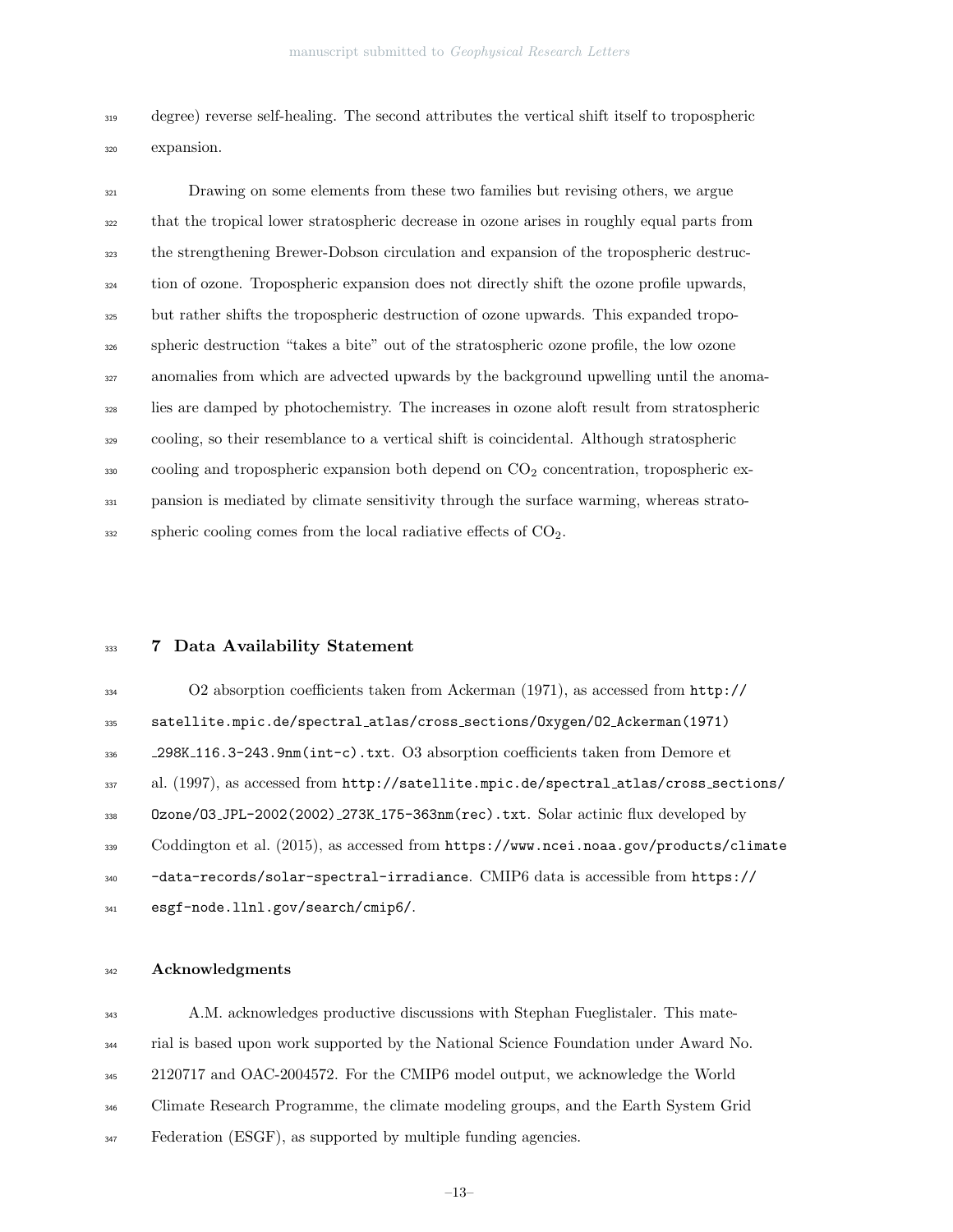degree) reverse self-healing. The second attributes the vertical shift itself to tropospheric expansion.

Drawing on some elements from these two families but revising others, we argue that the tropical lower stratospheric decrease in ozone arises in roughly equal parts from the strengthening Brewer-Dobson circulation and expansion of the tropospheric destruction of ozone. Tropospheric expansion does not directly shift the ozone profile upwards, but rather shifts the tropospheric destruction of ozone upwards. This expanded tropospheric destruction "takes a bite" out of the stratospheric ozone profile, the low ozone anomalies from which are advected upwards by the background upwelling until the anomalies are damped by photochemistry. The increases in ozone aloft result from stratospheric cooling, so their resemblance to a vertical shift is coincidental. Although stratospheric cooling and tropospheric expansion both depend on $CO_2$ concentration, tropospheric expansion is mediated by climate sensitivity through the surface warming, whereas stratospheric cooling comes from the local radiative effects of $CO_2$.

## 7 Data Availability Statement

O2 absorption coefficients taken from Ackerman (1971), as accessed from `http://satellite.mpic.de/spectral_atlas/cross_sections/Oxygen/O2_Ackerman(1971)_298K_116.3-243.9nm(int-c).txt`. O3 absorption coefficients taken from Demore et al. (1997), as accessed from `http://satellite.mpic.de/spectral_atlas/cross_sections/Ozone/O3_JPL-2002(2002)_273K_175-363nm(rec).txt`. Solar actinic flux developed by Coddington et al. (2015), as accessed from `https://www.ncei.noaa.gov/products/climate-data-records/solar-spectral-irradiance`. CMIP6 data is accessible from `https://esgf-node.llnl.gov/search/cmip6/`.

## Acknowledgments

A.M. acknowledges productive discussions with Stephan Fueglistaler. This material is based upon work supported by the National Science Foundation under Award No. 2120717 and OAC-2004572. For the CMIP6 model output, we acknowledge the World Climate Research Programme, the climate modeling groups, and the Earth System Grid Federation (ESGF), as supported by multiple funding agencies.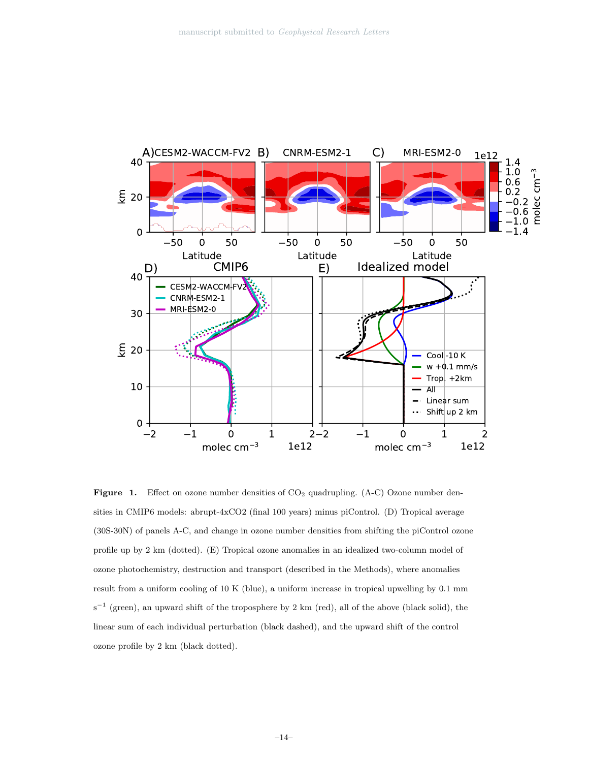**Figure 1.** Effect on ozone number densities of $CO_2$ quadrupling. (A-C) Ozone number densities in CMIP6 models: abrupt-4xCO2 (final 100 years) minus piControl. (D) Tropical average (30S-30N) of panels A-C, and change in ozone number densities from shifting the piControl ozone profile up by 2 km (dotted). (E) Tropical ozone anomalies in an idealized two-column model of ozone photochemistry, destruction and transport (described in the Methods), where anomalies result from a uniform cooling of 10 K (blue), a uniform increase in tropical upwelling by 0.1 mm $s^{-1}$ (green), an upward shift of the troposphere by 2 km (red), all of the above (black solid), the linear sum of each individual perturbation (black dashed), and the upward shift of the control ozone profile by 2 km (black dotted).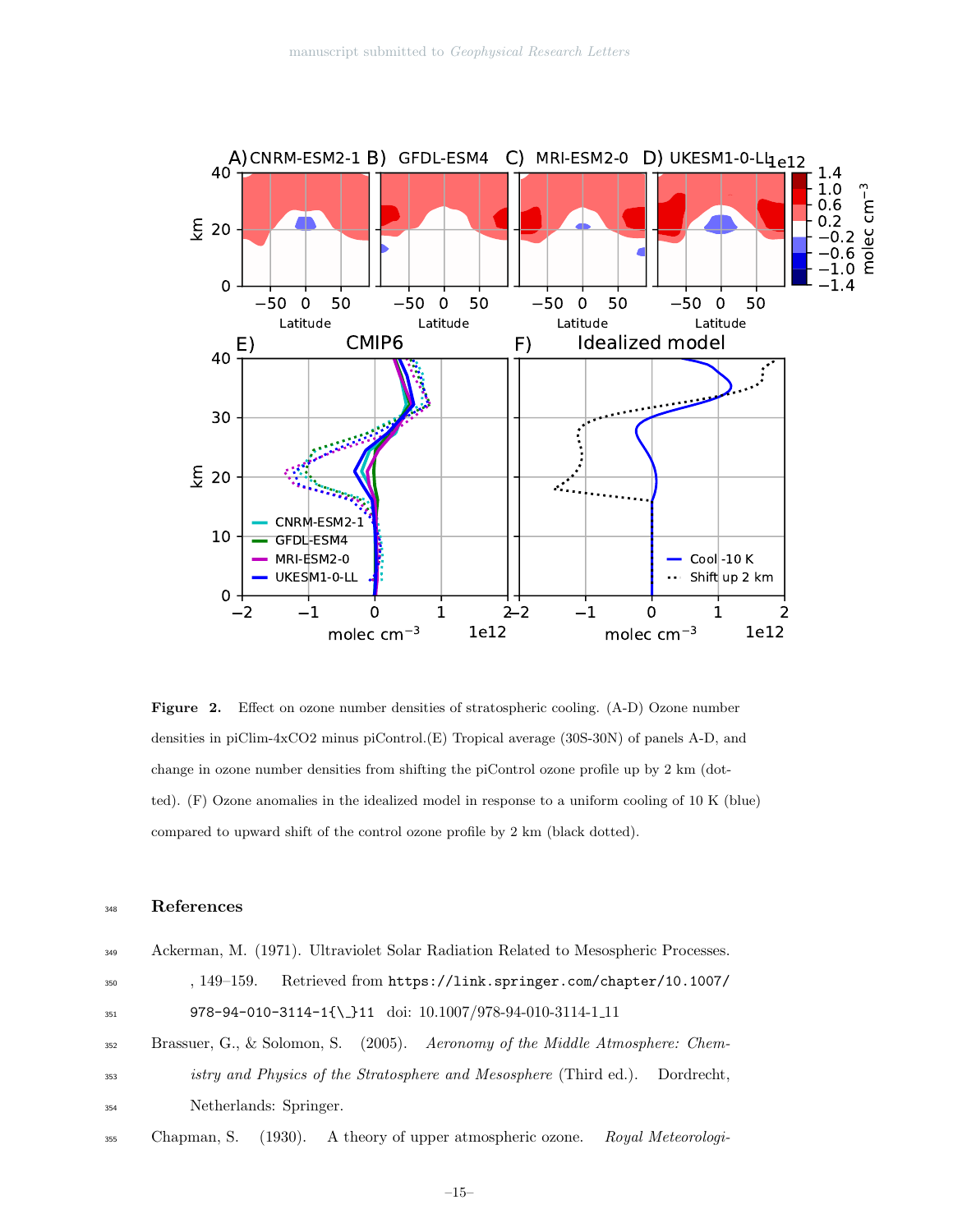**Figure 2.** Effect on ozone number densities of stratospheric cooling. (A-D) Ozone number densities in piClim-4xCO2 minus piControl.(E) Tropical average (30S-30N) of panels A-D, and change in ozone number densities from shifting the piControl ozone profile up by 2 km (dotted). (F) Ozone anomalies in the idealized model in response to a uniform cooling of 10 K (blue) compared to upward shift of the control ozone profile by 2 km (black dotted).

## References

Ackerman, M. (1971). Ultraviolet Solar Radiation Related to Mesospheric Processes. , 149–159. Retrieved from https://link.springer.com/chapter/10.1007/978-94-010-3114-1{\_}11 doi: 10.1007/978-94-010-3114-1_11

Brassuer, G., & Solomon, S. (2005). *Aeronomy of the Middle Atmosphere: Chemistry and Physics of the Stratosphere and Mesosphere* (Third ed.). Dordrecht, Netherlands: Springer.

Chapman, S. (1930). A theory of upper atmospheric ozone. *Royal Meteorologi-*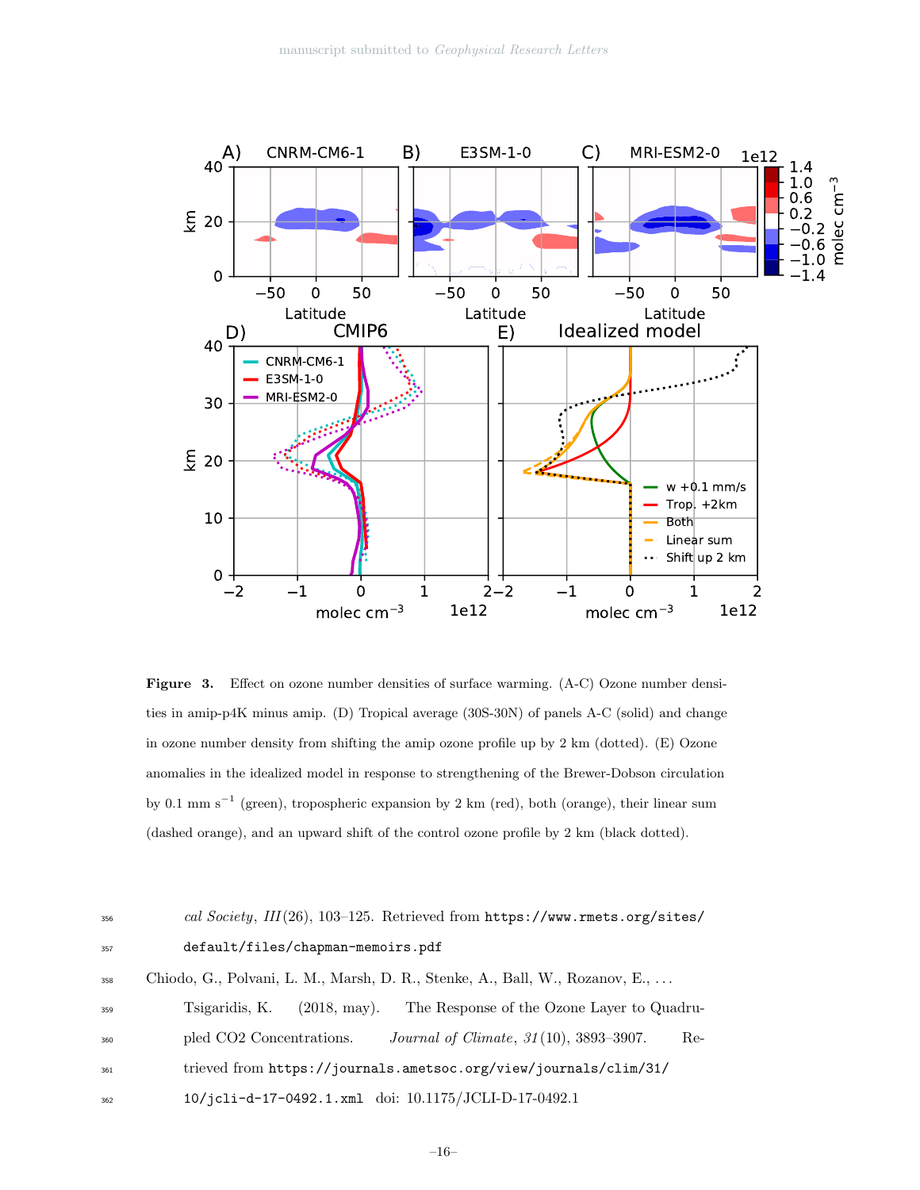**Figure 3.** Effect on ozone number densities of surface warming. (A-C) Ozone number densities in amip-p4K minus amip. (D) Tropical average (30S-30N) of panels A-C (solid) and change in ozone number density from shifting the amip ozone profile up by 2 km (dotted). (E) Ozone anomalies in the idealized model in response to strengthening of the Brewer-Dobson circulation by 0.1 mm s$^{-1}$ (green), tropospheric expansion by 2 km (red), both (orange), their linear sum (dashed orange), and an upward shift of the control ozone profile by 2 km (black dotted).

cal Society, *III*(26), 103–125. Retrieved from `https://www.rmets.org/sites/default/files/chapman-memoirs.pdf`

Chiodo, G., Polvani, L. M., Marsh, D. R., Stenke, A., Ball, W., Rozanov, E., … Tsigaridis, K. (2018, may). The Response of the Ozone Layer to Quadrupled CO2 Concentrations. *Journal of Climate*, *31*(10), 3893–3907. Retrieved from `https://journals.ametsoc.org/view/journals/clim/31/10/jcli-d-17-0492.1.xml` doi: 10.1175/JCLI-D-17-0492.1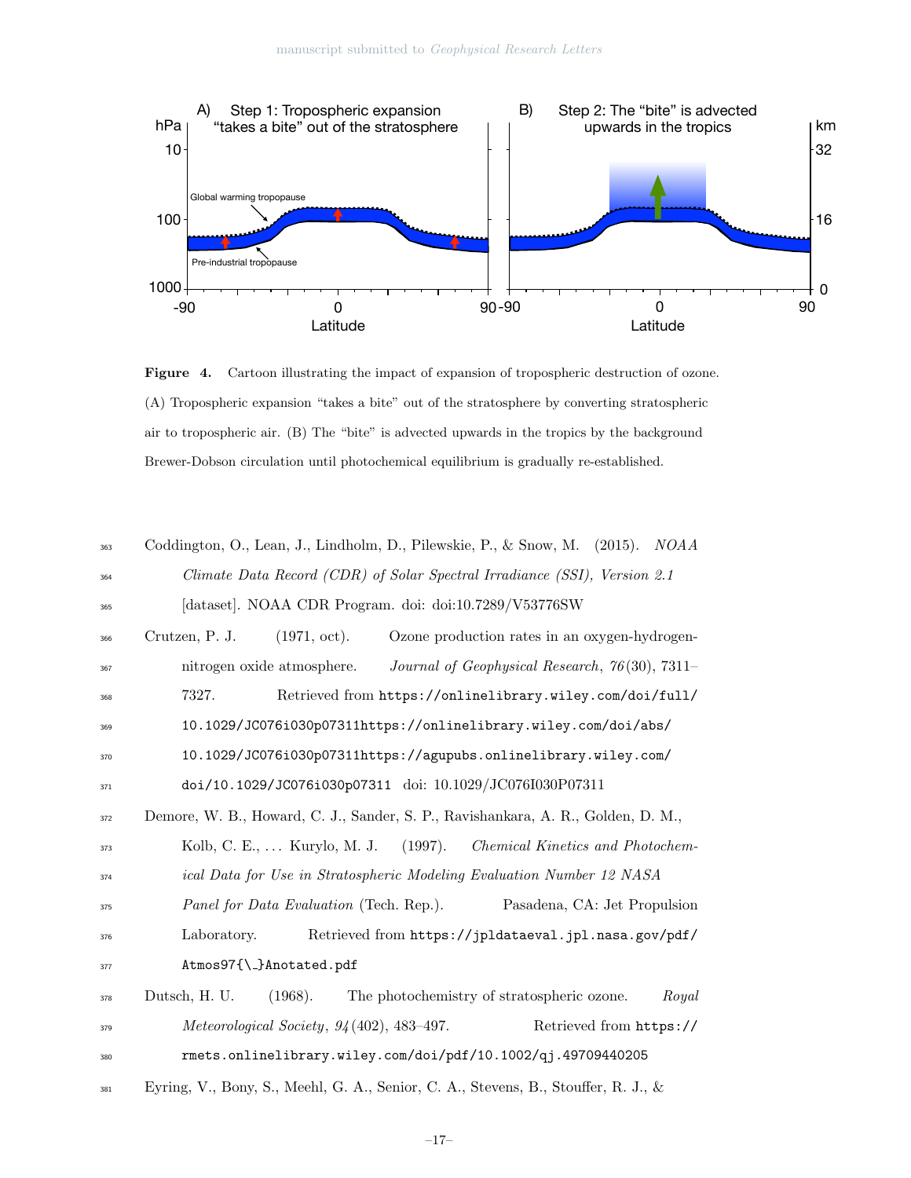**Figure 4.** Cartoon illustrating the impact of expansion of tropospheric destruction of ozone. (A) Tropospheric expansion "takes a bite" out of the stratosphere by converting stratospheric air to tropospheric air. (B) The "bite" is advected upwards in the tropics by the background Brewer-Dobson circulation until photochemical equilibrium is gradually re-established.

Coddington, O., Lean, J., Lindholm, D., Pilewskie, P., & Snow, M. (2015). *NOAA Climate Data Record (CDR) of Solar Spectral Irradiance (SSI), Version 2.1* [dataset]. NOAA CDR Program. doi: doi:10.7289/V53776SW

Crutzen, P. J. (1971, oct). Ozone production rates in an oxygen-hydrogen-nitrogen oxide atmosphere. *Journal of Geophysical Research*, *76*(30), 7311–7327. Retrieved from https://onlinelibrary.wiley.com/doi/full/10.1029/JC076i030p07311https://onlinelibrary.wiley.com/doi/abs/10.1029/JC076i030p07311https://agupubs.onlinelibrary.wiley.com/doi/10.1029/JC076i030p07311 doi: 10.1029/JC076I030P07311

Demore, W. B., Howard, C. J., Sander, S. P., Ravishankara, A. R., Golden, D. M., Kolb, C. E., ... Kurylo, M. J. (1997). *Chemical Kinetics and Photochemical Data for Use in Stratospheric Modeling Evaluation Number 12 NASA Panel for Data Evaluation* (Tech. Rep.). Pasadena, CA: Jet Propulsion Laboratory. Retrieved from https://jpldataeval.jpl.nasa.gov/pdf/Atmos97{\_}Anotated.pdf

Dutsch, H. U. (1968). The photochemistry of stratospheric ozone. *Royal Meteorological Society*, *94*(402), 483–497. Retrieved from https://rmets.onlinelibrary.wiley.com/doi/pdf/10.1002/qj.49709440205

Eyring, V., Bony, S., Meehl, G. A., Senior, C. A., Stevens, B., Stouffer, R. J., &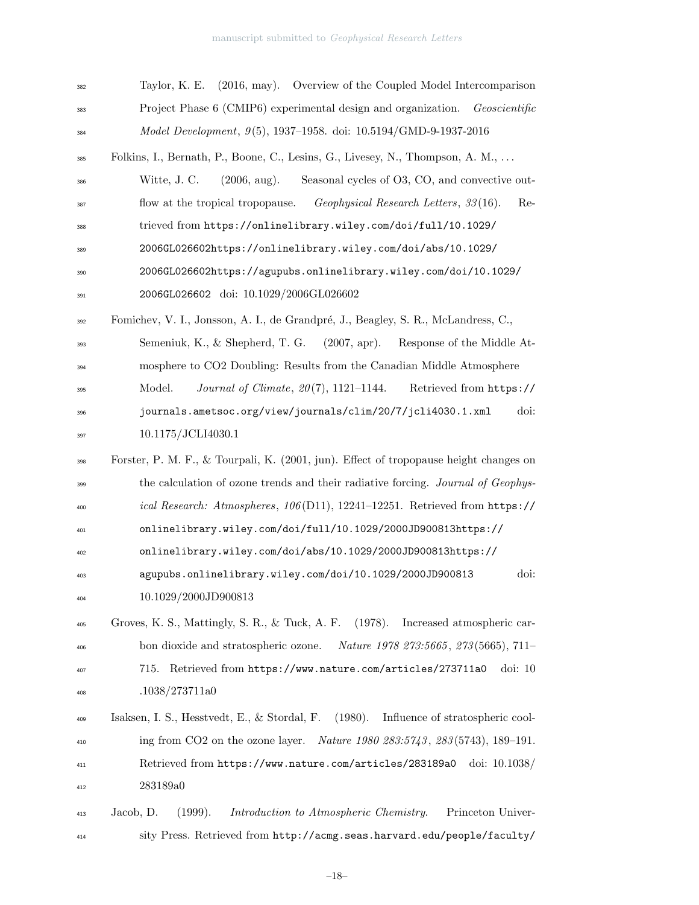Taylor, K. E. (2016, may). Overview of the Coupled Model Intercomparison Project Phase 6 (CMIP6) experimental design and organization. *Geoscientific Model Development*, *9*(5), 1937–1958. doi: 10.5194/GMD-9-1937-2016

Folkins, I., Bernath, P., Boone, C., Lesins, G., Livesey, N., Thompson, A. M., ... Witte, J. C. (2006, aug). Seasonal cycles of O3, CO, and convective outflow at the tropical tropopause. *Geophysical Research Letters*, *33*(16). Retrieved from `https://onlinelibrary.wiley.com/doi/full/10.1029/2006GL026602https://onlinelibrary.wiley.com/doi/abs/10.1029/2006GL026602https://agupubs.onlinelibrary.wiley.com/doi/10.1029/2006GL026602` doi: 10.1029/2006GL026602

Fomichev, V. I., Jonsson, A. I., de Grandpré, J., Beagley, S. R., McLandress, C., Semeniuk, K., & Shepherd, T. G. (2007, apr). Response of the Middle Atmosphere to CO2 Doubling: Results from the Canadian Middle Atmosphere Model. *Journal of Climate*, *20*(7), 1121–1144. Retrieved from `https://journals.ametsoc.org/view/journals/clim/20/7/jcli4030.1.xml` doi: 10.1175/JCLI4030.1

Forster, P. M. F., & Tourpali, K. (2001, jun). Effect of tropopause height changes on the calculation of ozone trends and their radiative forcing. *Journal of Geophysical Research: Atmospheres*, *106*(D11), 12241–12251. Retrieved from `https://onlinelibrary.wiley.com/doi/full/10.1029/2000JD900813https://onlinelibrary.wiley.com/doi/abs/10.1029/2000JD900813https://agupubs.onlinelibrary.wiley.com/doi/10.1029/2000JD900813` doi: 10.1029/2000JD900813

Groves, K. S., Mattingly, S. R., & Tuck, A. F. (1978). Increased atmospheric carbon dioxide and stratospheric ozone. *Nature 1978 273:5665*, *273*(5665), 711–715. Retrieved from `https://www.nature.com/articles/273711a0` doi: 10.1038/273711a0

Isaksen, I. S., Hesstvedt, E., & Stordal, F. (1980). Influence of stratospheric cooling from CO2 on the ozone layer. *Nature 1980 283:5743*, *283*(5743), 189–191. Retrieved from `https://www.nature.com/articles/283189a0` doi: 10.1038/283189a0

Jacob, D. (1999). *Introduction to Atmospheric Chemistry.* Princeton University Press. Retrieved from `http://acmg.seas.harvard.edu/people/faculty/`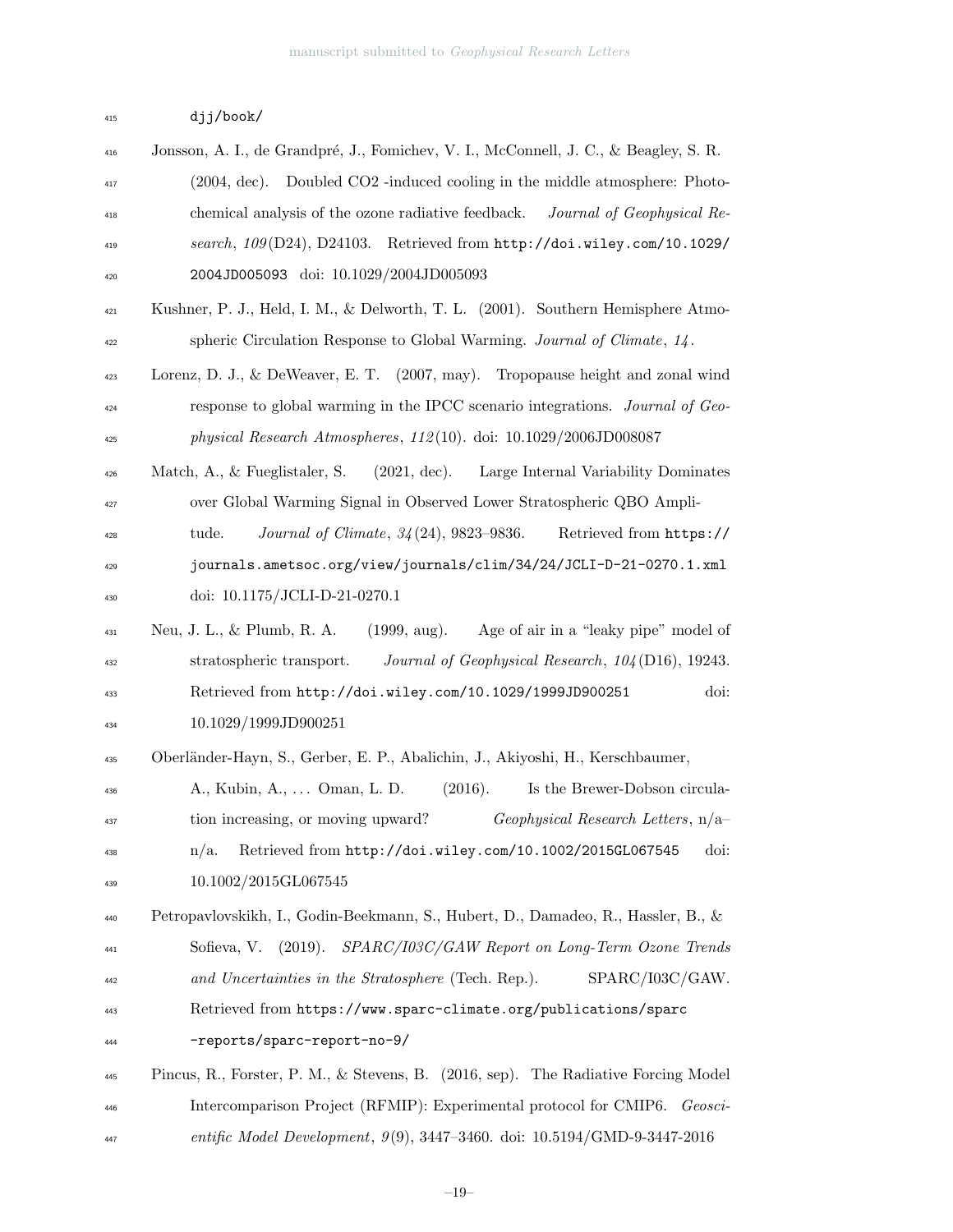djj/book/

Jonsson, A. I., de Grandpré, J., Fomichev, V. I., McConnell, J. C., & Beagley, S. R. (2004, dec). Doubled CO2 -induced cooling in the middle atmosphere: Photochemical analysis of the ozone radiative feedback. *Journal of Geophysical Research*, *109*(D24), D24103. Retrieved from http://doi.wiley.com/10.1029/2004JD005093 doi: 10.1029/2004JD005093

Kushner, P. J., Held, I. M., & Delworth, T. L. (2001). Southern Hemisphere Atmospheric Circulation Response to Global Warming. *Journal of Climate*, *14*.

Lorenz, D. J., & DeWeaver, E. T. (2007, may). Tropopause height and zonal wind response to global warming in the IPCC scenario integrations. *Journal of Geophysical Research Atmospheres*, *112*(10). doi: 10.1029/2006JD008087

Match, A., & Fueglistaler, S. (2021, dec). Large Internal Variability Dominates over Global Warming Signal in Observed Lower Stratospheric QBO Amplitude. *Journal of Climate*, *34*(24), 9823–9836. Retrieved from https://journals.ametsoc.org/view/journals/clim/34/24/JCLI-D-21-0270.1.xml doi: 10.1175/JCLI-D-21-0270.1

Neu, J. L., & Plumb, R. A. (1999, aug). Age of air in a "leaky pipe" model of stratospheric transport. *Journal of Geophysical Research*, *104*(D16), 19243. Retrieved from http://doi.wiley.com/10.1029/1999JD900251 doi: 10.1029/1999JD900251

Oberländer-Hayn, S., Gerber, E. P., Abalichin, J., Akiyoshi, H., Kerschbaumer, A., Kubin, A., ... Oman, L. D. (2016). Is the Brewer-Dobson circulation increasing, or moving upward? *Geophysical Research Letters*, n/a–n/a. Retrieved from http://doi.wiley.com/10.1002/2015GL067545 doi: 10.1002/2015GL067545

Petropavlovskikh, I., Godin-Beekmann, S., Hubert, D., Damadeo, R., Hassler, B., & Sofieva, V. (2019). *SPARC/I03C/GAW Report on Long-Term Ozone Trends and Uncertainties in the Stratosphere* (Tech. Rep.). SPARC/I03C/GAW. Retrieved from https://www.sparc-climate.org/publications/sparc-reports/sparc-report-no-9/

Pincus, R., Forster, P. M., & Stevens, B. (2016, sep). The Radiative Forcing Model Intercomparison Project (RFMIP): Experimental protocol for CMIP6. *Geoscientific Model Development*, *9*(9), 3447–3460. doi: 10.5194/GMD-9-3447-2016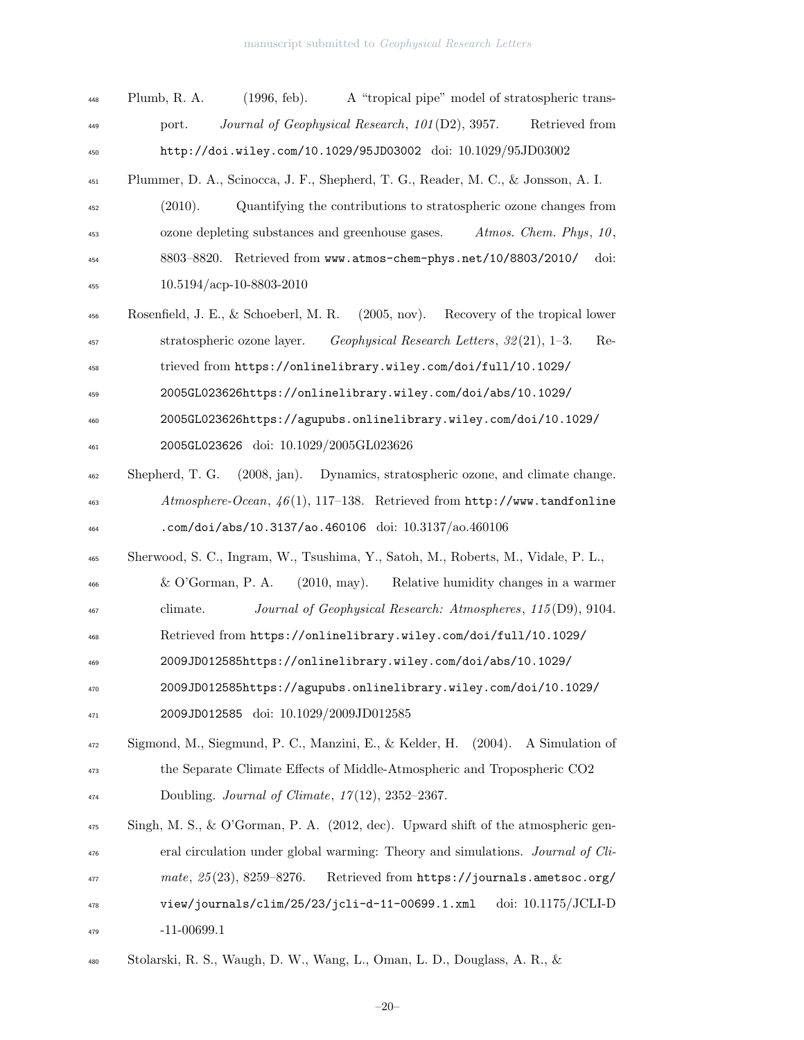Plumb, R. A. (1996, feb). A "tropical pipe" model of stratospheric transport. *Journal of Geophysical Research*, *101*(D2), 3957. Retrieved from http://doi.wiley.com/10.1029/95JD03002 doi: 10.1029/95JD03002

Plummer, D. A., Scinocca, J. F., Shepherd, T. G., Reader, M. C., & Jonsson, A. I. (2010). Quantifying the contributions to stratospheric ozone changes from ozone depleting substances and greenhouse gases. *Atmos. Chem. Phys*, *10*, 8803–8820. Retrieved from www.atmos-chem-phys.net/10/8803/2010/ doi: 10.5194/acp-10-8803-2010

Rosenfield, J. E., & Schoeberl, M. R. (2005, nov). Recovery of the tropical lower stratospheric ozone layer. *Geophysical Research Letters*, *32*(21), 1–3. Retrieved from https://onlinelibrary.wiley.com/doi/full/10.1029/2005GL023626https://onlinelibrary.wiley.com/doi/abs/10.1029/2005GL023626https://agupubs.onlinelibrary.wiley.com/doi/10.1029/2005GL023626 doi: 10.1029/2005GL023626

Shepherd, T. G. (2008, jan). Dynamics, stratospheric ozone, and climate change. *Atmosphere-Ocean*, *46*(1), 117–138. Retrieved from http://www.tandfonline.com/doi/abs/10.3137/ao.460106 doi: 10.3137/ao.460106

Sherwood, S. C., Ingram, W., Tsushima, Y., Satoh, M., Roberts, M., Vidale, P. L., & O'Gorman, P. A. (2010, may). Relative humidity changes in a warmer climate. *Journal of Geophysical Research: Atmospheres*, *115*(D9), 9104. Retrieved from https://onlinelibrary.wiley.com/doi/full/10.1029/2009JD012585https://onlinelibrary.wiley.com/doi/abs/10.1029/2009JD012585https://agupubs.onlinelibrary.wiley.com/doi/10.1029/2009JD012585 doi: 10.1029/2009JD012585

Sigmond, M., Siegmund, P. C., Manzini, E., & Kelder, H. (2004). A Simulation of the Separate Climate Effects of Middle-Atmospheric and Tropospheric CO2 Doubling. *Journal of Climate*, *17*(12), 2352–2367.

Singh, M. S., & O'Gorman, P. A. (2012, dec). Upward shift of the atmospheric general circulation under global warming: Theory and simulations. *Journal of Climate*, *25*(23), 8259–8276. Retrieved from https://journals.ametsoc.org/view/journals/clim/25/23/jcli-d-11-00699.1.xml doi: 10.1175/JCLI-D-11-00699.1

Stolarski, R. S., Waugh, D. W., Wang, L., Oman, L. D., Douglass, A. R., &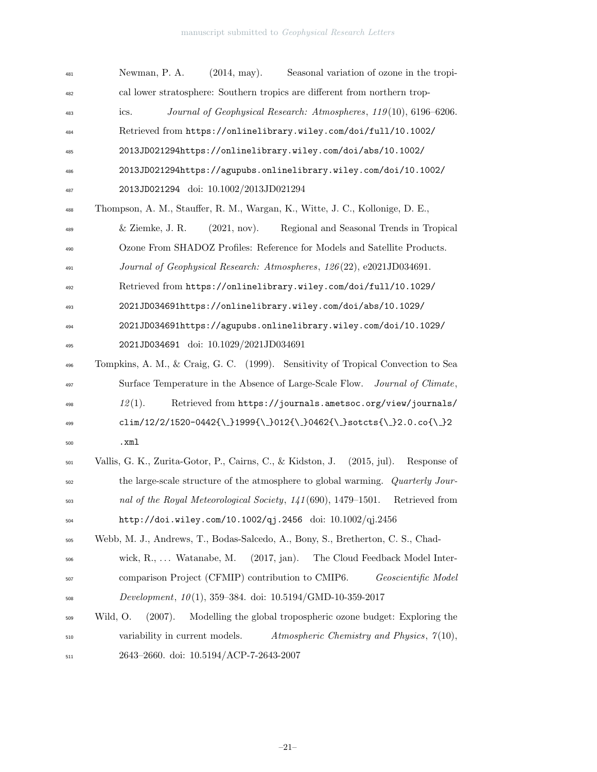Newman, P. A. (2014, may). Seasonal variation of ozone in the tropical lower stratosphere: Southern tropics are different from northern tropics. *Journal of Geophysical Research: Atmospheres*, *119*(10), 6196–6206. Retrieved from https://onlinelibrary.wiley.com/doi/full/10.1002/2013JD021294https://onlinelibrary.wiley.com/doi/abs/10.1002/2013JD021294https://agupubs.onlinelibrary.wiley.com/doi/10.1002/2013JD021294 doi: 10.1002/2013JD021294

Thompson, A. M., Stauffer, R. M., Wargan, K., Witte, J. C., Kollonige, D. E., & Ziemke, J. R. (2021, nov). Regional and Seasonal Trends in Tropical Ozone From SHADOZ Profiles: Reference for Models and Satellite Products. *Journal of Geophysical Research: Atmospheres*, *126*(22), e2021JD034691. Retrieved from https://onlinelibrary.wiley.com/doi/full/10.1029/2021JD034691https://onlinelibrary.wiley.com/doi/abs/10.1029/2021JD034691https://agupubs.onlinelibrary.wiley.com/doi/10.1029/2021JD034691 doi: 10.1029/2021JD034691

Tompkins, A. M., & Craig, G. C. (1999). Sensitivity of Tropical Convection to Sea Surface Temperature in the Absence of Large-Scale Flow. *Journal of Climate*, *12*(1). Retrieved from https://journals.ametsoc.org/view/journals/clim/12/2/1520-0442{\_}1999{\_}012{\_}0462{\_}sotcts{\_}2.0.co{\_}2.xml

Vallis, G. K., Zurita-Gotor, P., Cairns, C., & Kidston, J. (2015, jul). Response of the large-scale structure of the atmosphere to global warming. *Quarterly Journal of the Royal Meteorological Society*, *141*(690), 1479–1501. Retrieved from http://doi.wiley.com/10.1002/qj.2456 doi: 10.1002/qj.2456

Webb, M. J., Andrews, T., Bodas-Salcedo, A., Bony, S., Bretherton, C. S., Chadwick, R., ... Watanabe, M. (2017, jan). The Cloud Feedback Model Intercomparison Project (CFMIP) contribution to CMIP6. *Geoscientific Model Development*, *10*(1), 359–384. doi: 10.5194/GMD-10-359-2017

Wild, O. (2007). Modelling the global tropospheric ozone budget: Exploring the variability in current models. *Atmospheric Chemistry and Physics*, *7*(10), 2643–2660. doi: 10.5194/ACP-7-2643-2007